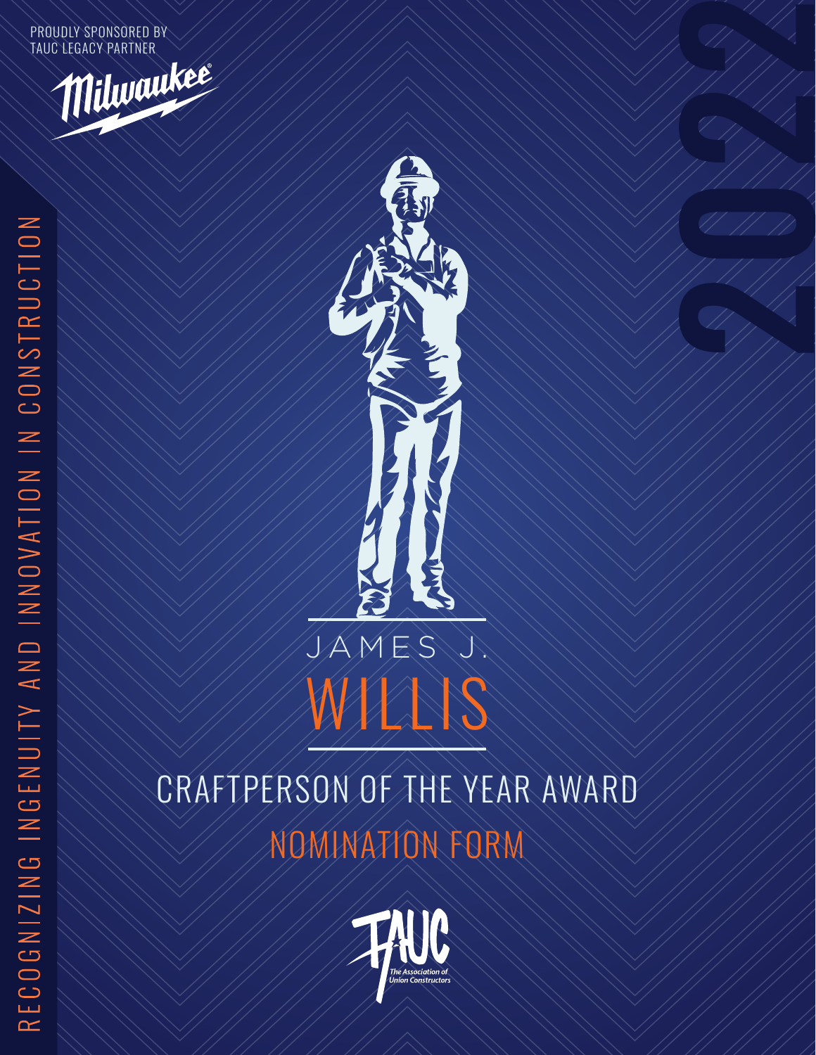PROUDLY SPONSORED BY
TAUC LEGACY PARTNER

Milwaukee

RECOGNIZING INGENUITY AND INNOVATION IN CONSTRUCTION

2022

# JAMES J. WILLIS

## CRAFTPERSON OF THE YEAR AWARD

## NOMINATION FORM

TAUC
The Association of Union Constructors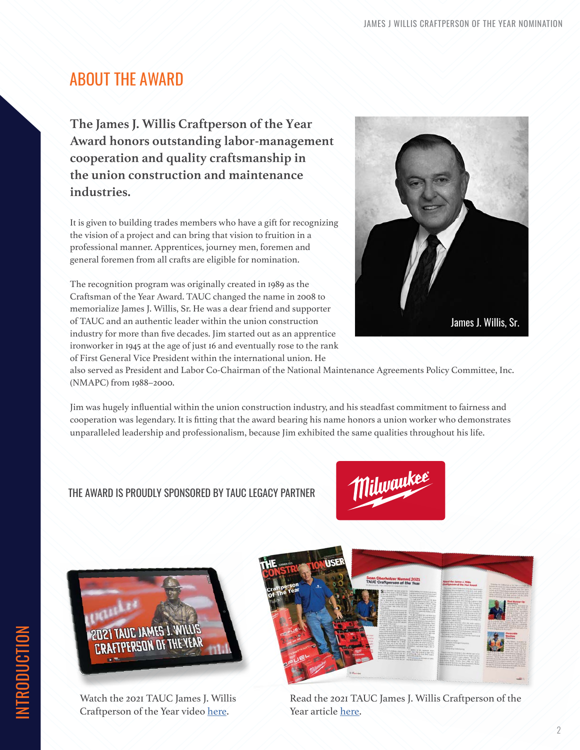## ABOUT THE AWARD

**The James J. Willis Craftperson of the Year Award honors outstanding labor-management cooperation and quality craftsmanship in the union construction and maintenance industries.**

It is given to building trades members who have a gift for recognizing the vision of a project and can bring that vision to fruition in a professional manner. Apprentices, journey men, foremen and general foremen from all crafts are eligible for nomination.

The recognition program was originally created in 1989 as the Craftsman of the Year Award. TAUC changed the name in 2008 to memorialize James J. Willis, Sr. He was a dear friend and supporter of TAUC and an authentic leader within the union construction industry for more than five decades. Jim started out as an apprentice ironworker in 1945 at the age of just 16 and eventually rose to the rank of First General Vice President within the international union. He also served as President and Labor Co-Chairman of the National Maintenance Agreements Policy Committee, Inc. (NMAPC) from 1988–2000.

James J. Willis, Sr.

Jim was hugely influential within the union construction industry, and his steadfast commitment to fairness and cooperation was legendary. It is fitting that the award bearing his name honors a union worker who demonstrates unparalleled leadership and professionalism, because Jim exhibited the same qualities throughout his life.

THE AWARD IS PROUDLY SPONSORED BY TAUC LEGACY PARTNER

Watch the 2021 TAUC James J. Willis Craftperson of the Year video here.

Read the 2021 TAUC James J. Willis Craftperson of the Year article here.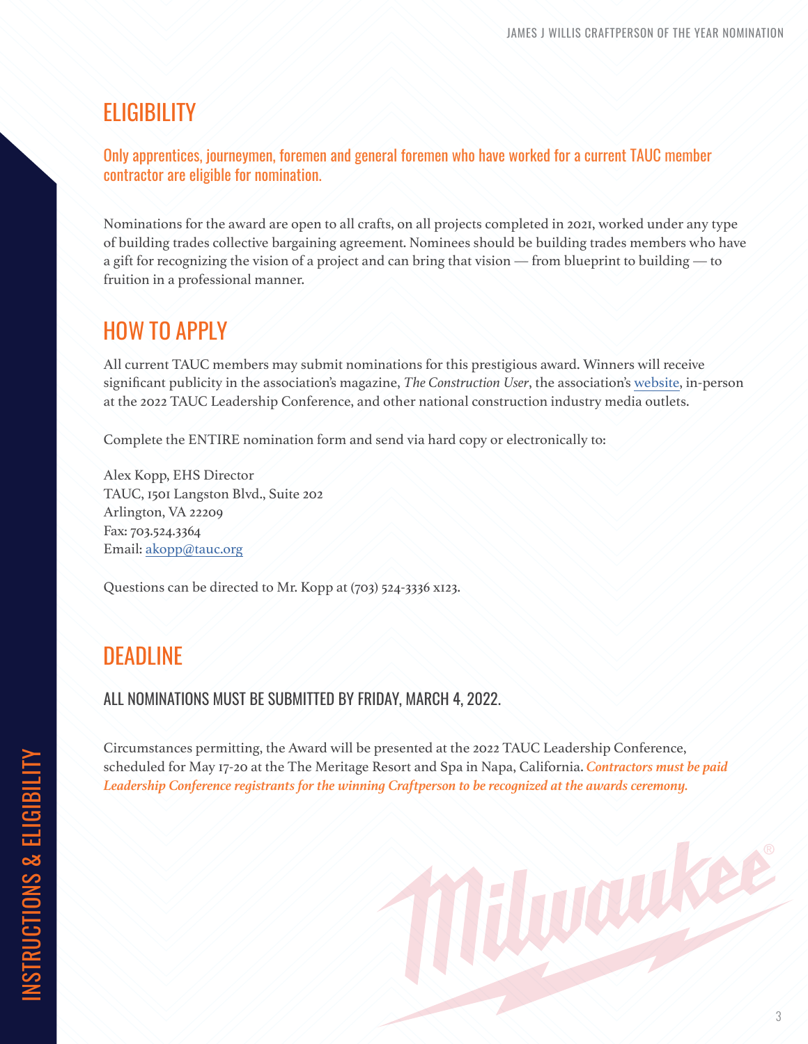## ELIGIBILITY

Only apprentices, journeymen, foremen and general foremen who have worked for a current TAUC member contractor are eligible for nomination.

Nominations for the award are open to all crafts, on all projects completed in 2021, worked under any type of building trades collective bargaining agreement. Nominees should be building trades members who have a gift for recognizing the vision of a project and can bring that vision — from blueprint to building — to fruition in a professional manner.

## HOW TO APPLY

All current TAUC members may submit nominations for this prestigious award. Winners will receive significant publicity in the association's magazine, *The Construction User*, the association's website, in-person at the 2022 TAUC Leadership Conference, and other national construction industry media outlets.

Complete the ENTIRE nomination form and send via hard copy or electronically to:

Alex Kopp, EHS Director
TAUC, 1501 Langston Blvd., Suite 202
Arlington, VA 22209
Fax: 703.524.3364
Email: akopp@tauc.org

Questions can be directed to Mr. Kopp at (703) 524-3336 x123.

## DEADLINE

ALL NOMINATIONS MUST BE SUBMITTED BY FRIDAY, MARCH 4, 2022.

Circumstances permitting, the Award will be presented at the 2022 TAUC Leadership Conference, scheduled for May 17-20 at the The Meritage Resort and Spa in Napa, California. ***Contractors must be paid Leadership Conference registrants for the winning Craftperson to be recognized at the awards ceremony.***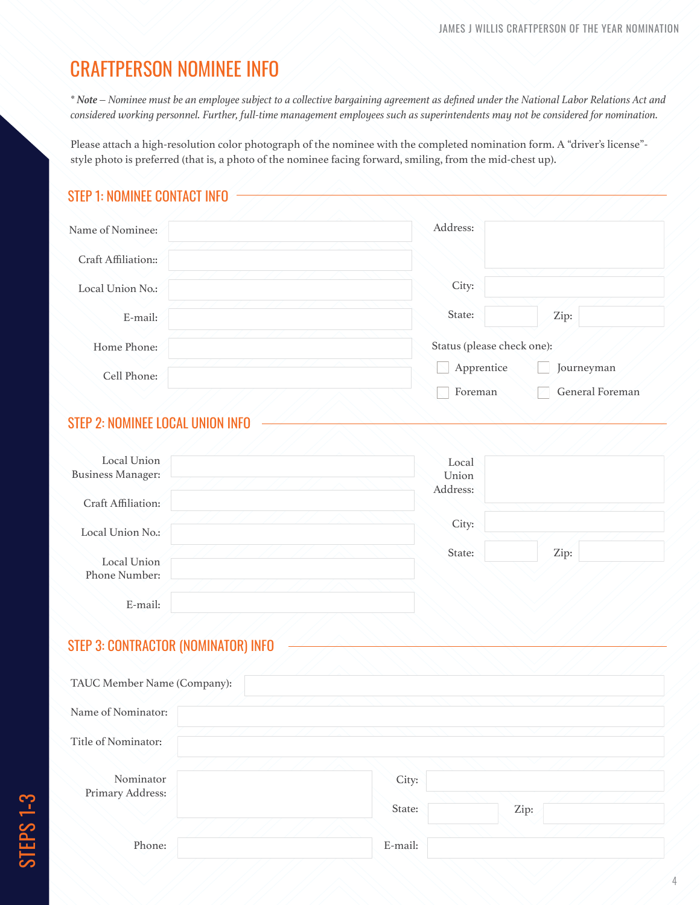# CRAFTPERSON NOMINEE INFO

*\* **Note** – Nominee must be an employee subject to a collective bargaining agreement as defined under the National Labor Relations Act and considered working personnel. Further, full-time management employees such as superintendents may not be considered for nomination.*

Please attach a high-resolution color photograph of the nominee with the completed nomination form. A "driver's license"-style photo is preferred (that is, a photo of the nominee facing forward, smiling, from the mid-chest up).

## STEP 1: NOMINEE CONTACT INFO

Name of Nominee:

Craft Affiliation::

Local Union No.:

E-mail:

Home Phone:

Cell Phone:

Address:

City:

State: Zip:

Status (please check one):

- ☐ Apprentice
- ☐ Journeyman
- ☐ Foreman
- ☐ General Foreman

## STEP 2: NOMINEE LOCAL UNION INFO

Local Union Business Manager:

Craft Affiliation:

Local Union No.:

Local Union Phone Number:

E-mail:

Local Union Address:

City:

State: Zip:

## STEP 3: CONTRACTOR (NOMINATOR) INFO

TAUC Member Name (Company):

Name of Nominator:

Title of Nominator:

Nominator Primary Address:

City:

State: Zip:

Phone:

E-mail:

STEPS 1-3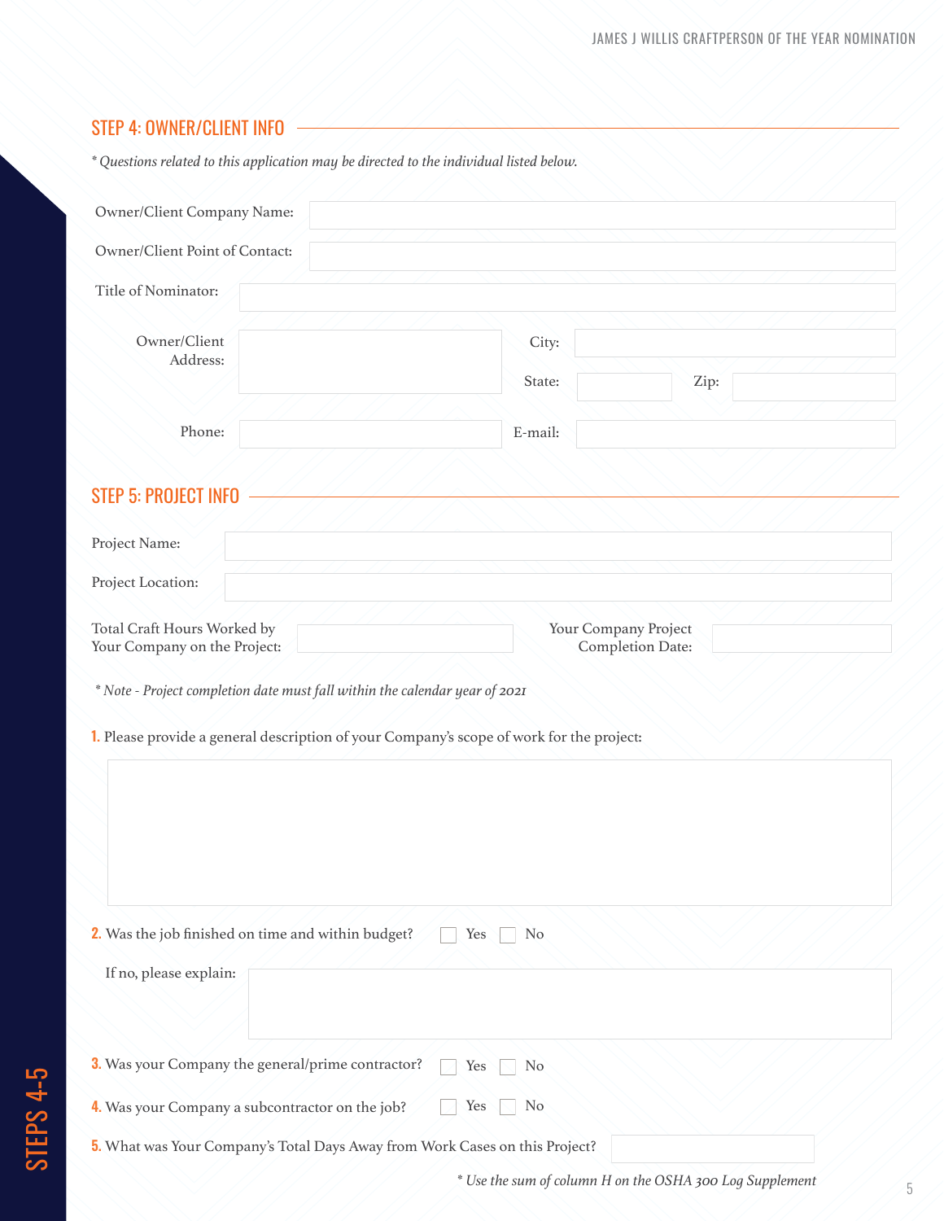## STEP 4: OWNER/CLIENT INFO

*\* Questions related to this application may be directed to the individual listed below.*

Owner/Client Company Name:

Owner/Client Point of Contact:

Title of Nominator:

Owner/Client Address:

City:

State:

Zip:

Phone:

E-mail:

## STEP 5: PROJECT INFO

Project Name:

Project Location:

Total Craft Hours Worked by Your Company on the Project:

Your Company Project Completion Date:

*\* Note - Project completion date must fall within the calendar year of 2021*

**1.** Please provide a general description of your Company's scope of work for the project:

**2.** Was the job finished on time and within budget? ☐ Yes ☐ No

If no, please explain:

**3.** Was your Company the general/prime contractor? ☐ Yes ☐ No

**4.** Was your Company a subcontractor on the job? ☐ Yes ☐ No

**5.** What was Your Company's Total Days Away from Work Cases on this Project?

*\* Use the sum of column H on the OSHA 300 Log Supplement*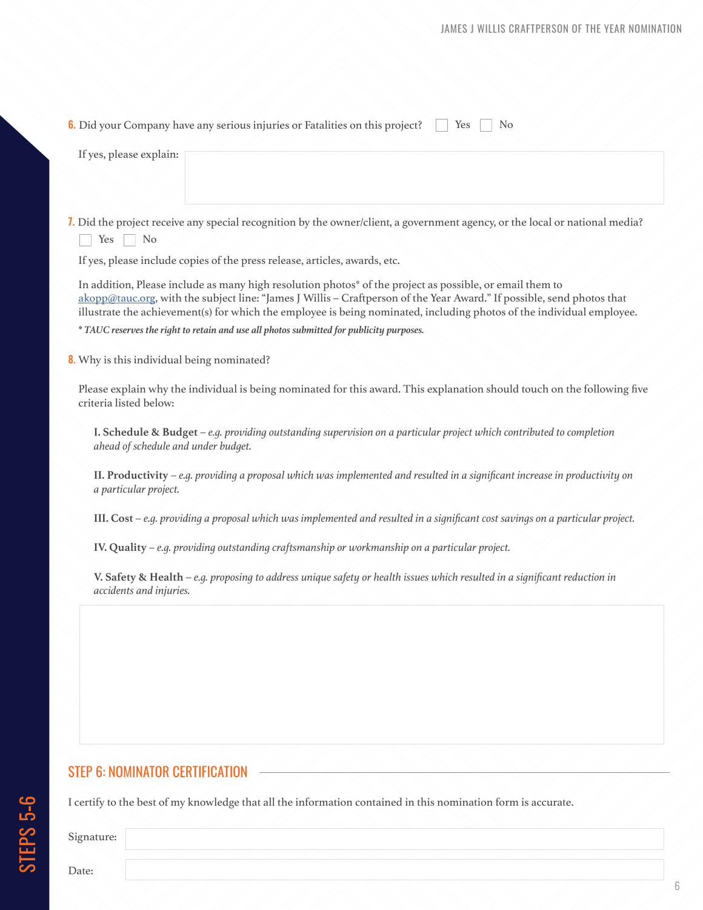**6.** Did your Company have any serious injuries or Fatalities on this project? ☐ Yes ☐ No

If yes, please explain:

**7.** Did the project receive any special recognition by the owner/client, a government agency, or the local or national media?

☐ Yes ☐ No

If yes, please include copies of the press release, articles, awards, etc.

In addition, Please include as many high resolution photos* of the project as possible, or email them to akopp@tauc.org, with the subject line: "James J Willis – Craftperson of the Year Award." If possible, send photos that illustrate the achievement(s) for which the employee is being nominated, including photos of the individual employee.

***** *TAUC reserves the right to retain and use all photos submitted for publicity purposes.*

**8.** Why is this individual being nominated?

Please explain why the individual is being nominated for this award. This explanation should touch on the following five criteria listed below:

**I. Schedule & Budget** – *e.g. providing outstanding supervision on a particular project which contributed to completion ahead of schedule and under budget.*

**II. Productivity** – *e.g. providing a proposal which was implemented and resulted in a significant increase in productivity on a particular project.*

**III. Cost** – *e.g. providing a proposal which was implemented and resulted in a significant cost savings on a particular project.*

**IV. Quality** – *e.g. providing outstanding craftsmanship or workmanship on a particular project.*

**V. Safety & Health** – *e.g. proposing to address unique safety or health issues which resulted in a significant reduction in accidents and injuries.*

## STEP 6: NOMINATOR CERTIFICATION

I certify to the best of my knowledge that all the information contained in this nomination form is accurate.

Signature:

Date: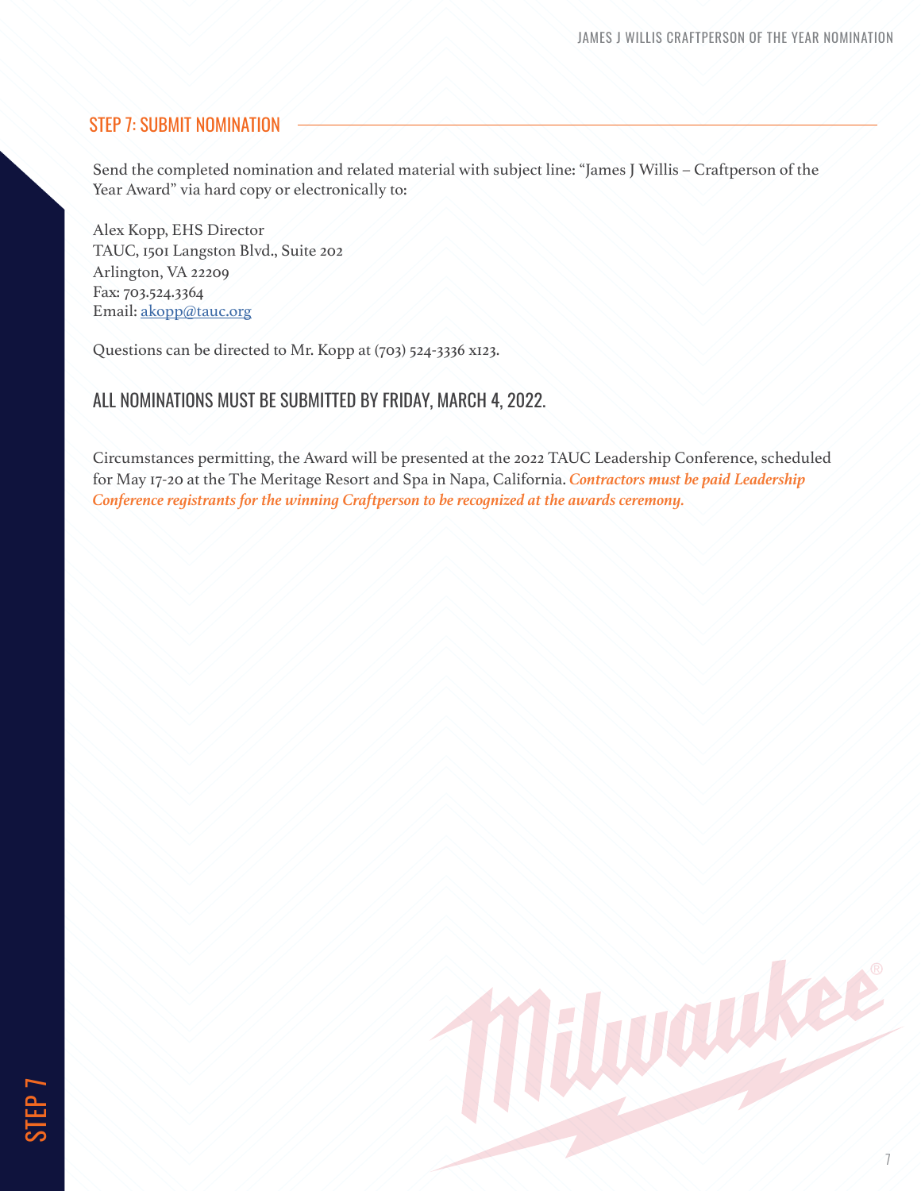## STEP 7: SUBMIT NOMINATION

Send the completed nomination and related material with subject line: "James J Willis – Craftperson of the Year Award" via hard copy or electronically to:

Alex Kopp, EHS Director  
TAUC, 1501 Langston Blvd., Suite 202  
Arlington, VA 22209  
Fax: 703.524.3364  
Email: akopp@tauc.org

Questions can be directed to Mr. Kopp at (703) 524-3336 x123.

### ALL NOMINATIONS MUST BE SUBMITTED BY FRIDAY, MARCH 4, 2022.

Circumstances permitting, the Award will be presented at the 2022 TAUC Leadership Conference, scheduled for May 17-20 at the The Meritage Resort and Spa in Napa, California. ***Contractors must be paid Leadership Conference registrants for the winning Craftperson to be recognized at the awards ceremony.***